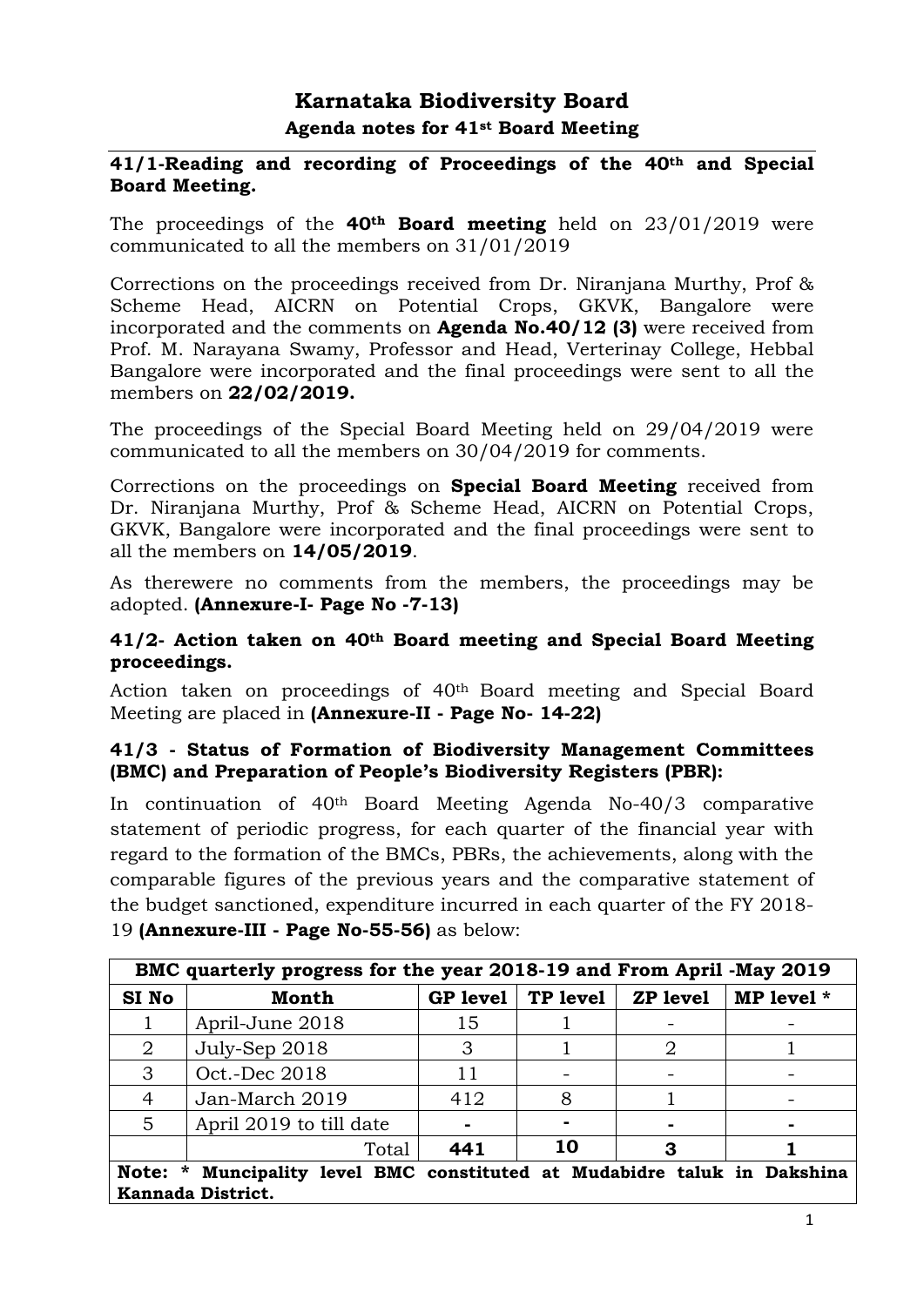# Karnataka Biodiversity Board

## Agenda notes for 41st Board Meeting

### 41/1-Reading and recording of Proceedings of the 40th and Special Board Meeting.

The proceedings of the **40th Board meeting** held on 23/01/2019 were communicated to all the members on 31/01/2019

Corrections on the proceedings received from Dr. Niranjana Murthy, Prof & Scheme Head, AICRN on Potential Crops, GKVK, Bangalore were incorporated and the comments on **Agenda No.40/12 (3)** were received from Prof. M. Narayana Swamy, Professor and Head, Verterinay College, Hebbal Bangalore were incorporated and the final proceedings were sent to all the members on **22/02/2019.**

The proceedings of the Special Board Meeting held on 29/04/2019 were communicated to all the members on 30/04/2019 for comments.

Corrections on the proceedings on **Special Board Meeting** received from Dr. Niranjana Murthy, Prof & Scheme Head, AICRN on Potential Crops, GKVK, Bangalore were incorporated and the final proceedings were sent to all the members on **14/05/2019**.

As therewere no comments from the members, the proceedings may be adopted. **(Annexure-I- Page No -7-13)**

### 41/2- Action taken on 40th Board meeting and Special Board Meeting proceedings.

Action taken on proceedings of 40th Board meeting and Special Board Meeting are placed in **(Annexure-II - Page No- 14-22)**

### 41/3 - Status of Formation of Biodiversity Management Committees (BMC) and Preparation of People's Biodiversity Registers (PBR):

In continuation of 40th Board Meeting Agenda No-40/3 comparative statement of periodic progress, for each quarter of the financial year with regard to the formation of the BMCs, PBRs, the achievements, along with the comparable figures of the previous years and the comparative statement of the budget sanctioned, expenditure incurred in each quarter of the FY 2018-19 **(Annexure-III - Page No-55-56)** as below:

| BMC quarterly progress for the year 2018-19 and From April -May 2019 | | | | | |
|---|---|---|---|---|---|
| **SI No** | **Month** | **GP level** | **TP level** | **ZP level** | **MP level *** |
| 1 | April-June 2018 | 15 | 1 | - | - |
| 2 | July-Sep 2018 | 3 | 1 | 2 | 1 |
| 3 | Oct.-Dec 2018 | 11 | - | - | - |
| 4 | Jan-March 2019 | 412 | 8 | 1 | - |
| 5 | April 2019 to till date | - | - | - | - |
| | Total | **441** | **10** | **3** | **1** |
| **Note: * Muncipality level BMC constituted at Mudabidre taluk in Dakshina Kannada District.** | | | | | |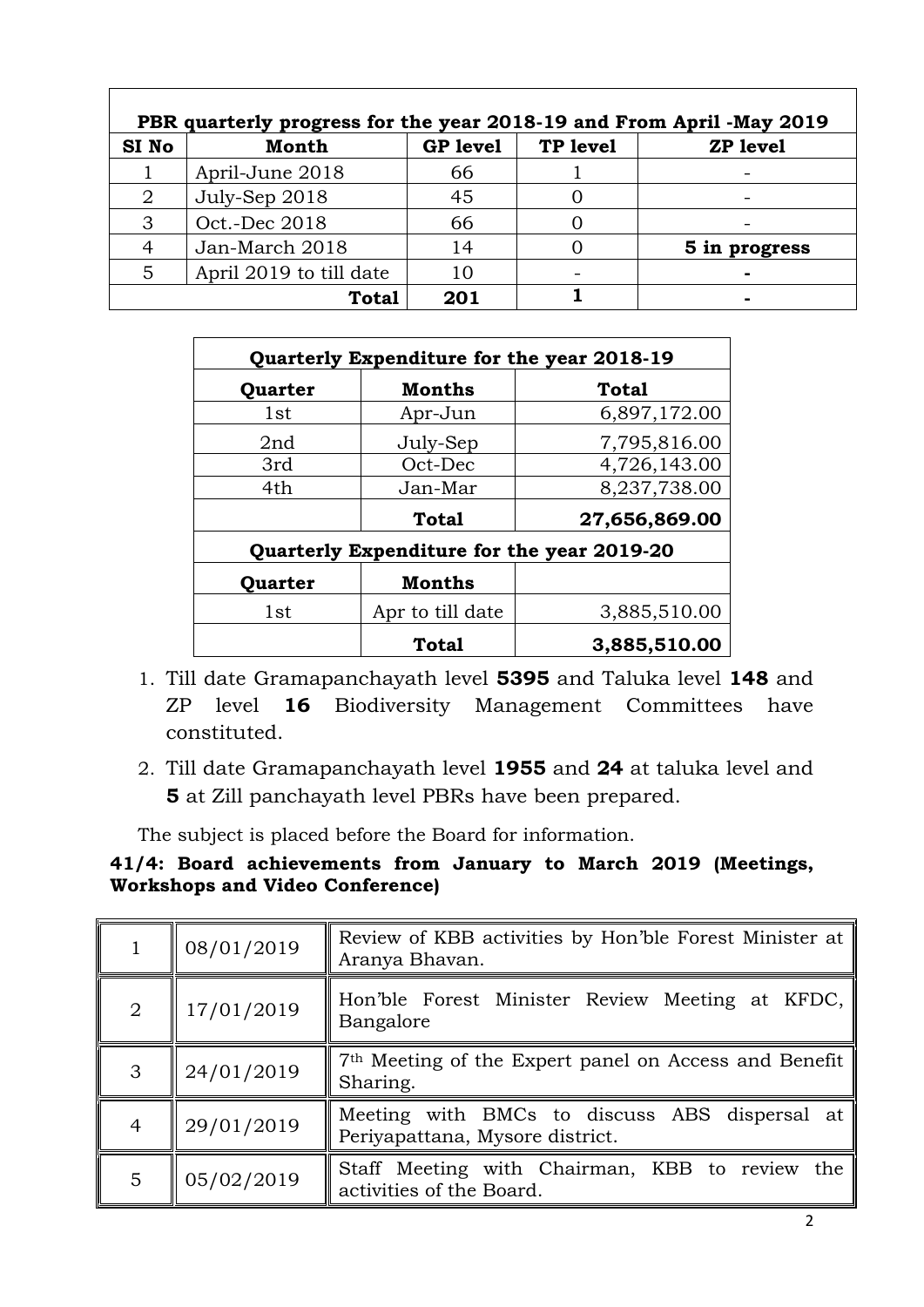| PBR quarterly progress for the year 2018-19 and From April -May 2019 | | | | |
|---|---|---|---|---|
| **SI No** | **Month** | **GP level** | **TP level** | **ZP level** |
| 1 | April-June 2018 | 66 | 1 | - |
| 2 | July-Sep 2018 | 45 | 0 | - |
| 3 | Oct.-Dec 2018 | 66 | 0 | - |
| 4 | Jan-March 2018 | 14 | 0 | **5 in progress** |
| 5 | April 2019 to till date | 10 | - | **-** |
| | **Total** | **201** | **1** | **-** |

| Quarterly Expenditure for the year 2018-19 | | |
|---|---|---|
| **Quarter** | **Months** | **Total** |
| 1st | Apr-Jun | 6,897,172.00 |
| 2nd | July-Sep | 7,795,816.00 |
| 3rd | Oct-Dec | 4,726,143.00 |
| 4th | Jan-Mar | 8,237,738.00 |
| | **Total** | **27,656,869.00** |
| **Quarterly Expenditure for the year 2019-20** | | |
| **Quarter** | **Months** | |
| 1st | Apr to till date | 3,885,510.00 |
| | **Total** | **3,885,510.00** |

1. Till date Gramapanchayath level **5395** and Taluka level **148** and ZP level **16** Biodiversity Management Committees have constituted.
2. Till date Gramapanchayath level **1955** and **24** at taluka level and **5** at Zill panchayath level PBRs have been prepared.

The subject is placed before the Board for information.

**41/4: Board achievements from January to March 2019 (Meetings, Workshops and Video Conference)**

| | | |
|---|---|---|
| 1 | 08/01/2019 | Review of KBB activities by Hon'ble Forest Minister at Aranya Bhavan. |
| 2 | 17/01/2019 | Hon'ble Forest Minister Review Meeting at KFDC, Bangalore |
| 3 | 24/01/2019 | 7th Meeting of the Expert panel on Access and Benefit Sharing. |
| 4 | 29/01/2019 | Meeting with BMCs to discuss ABS dispersal at Periyapattana, Mysore district. |
| 5 | 05/02/2019 | Staff Meeting with Chairman, KBB to review the activities of the Board. |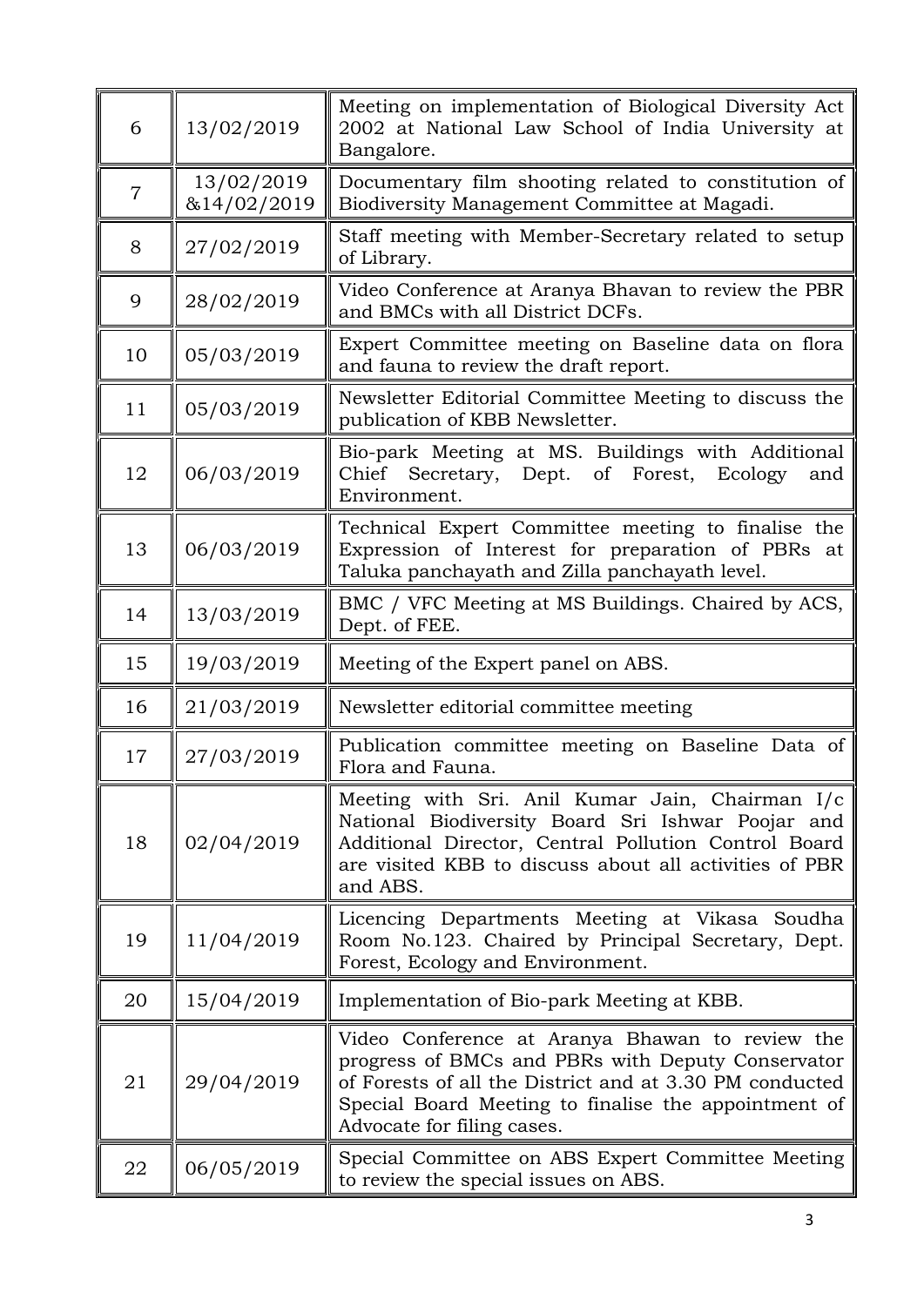| 6 | 13/02/2019 | Meeting on implementation of Biological Diversity Act 2002 at National Law School of India University at Bangalore. |
|---|---|---|
| 7 | 13/02/2019 &14/02/2019 | Documentary film shooting related to constitution of Biodiversity Management Committee at Magadi. |
| 8 | 27/02/2019 | Staff meeting with Member-Secretary related to setup of Library. |
| 9 | 28/02/2019 | Video Conference at Aranya Bhavan to review the PBR and BMCs with all District DCFs. |
| 10 | 05/03/2019 | Expert Committee meeting on Baseline data on flora and fauna to review the draft report. |
| 11 | 05/03/2019 | Newsletter Editorial Committee Meeting to discuss the publication of KBB Newsletter. |
| 12 | 06/03/2019 | Bio-park Meeting at MS. Buildings with Additional Chief Secretary, Dept. of Forest, Ecology and Environment. |
| 13 | 06/03/2019 | Technical Expert Committee meeting to finalise the Expression of Interest for preparation of PBRs at Taluka panchayath and Zilla panchayath level. |
| 14 | 13/03/2019 | BMC / VFC Meeting at MS Buildings. Chaired by ACS, Dept. of FEE. |
| 15 | 19/03/2019 | Meeting of the Expert panel on ABS. |
| 16 | 21/03/2019 | Newsletter editorial committee meeting |
| 17 | 27/03/2019 | Publication committee meeting on Baseline Data of Flora and Fauna. |
| 18 | 02/04/2019 | Meeting with Sri. Anil Kumar Jain, Chairman I/c National Biodiversity Board Sri Ishwar Poojar and Additional Director, Central Pollution Control Board are visited KBB to discuss about all activities of PBR and ABS. |
| 19 | 11/04/2019 | Licencing Departments Meeting at Vikasa Soudha Room No.123. Chaired by Principal Secretary, Dept. Forest, Ecology and Environment. |
| 20 | 15/04/2019 | Implementation of Bio-park Meeting at KBB. |
| 21 | 29/04/2019 | Video Conference at Aranya Bhawan to review the progress of BMCs and PBRs with Deputy Conservator of Forests of all the District and at 3.30 PM conducted Special Board Meeting to finalise the appointment of Advocate for filing cases. |
| 22 | 06/05/2019 | Special Committee on ABS Expert Committee Meeting to review the special issues on ABS. |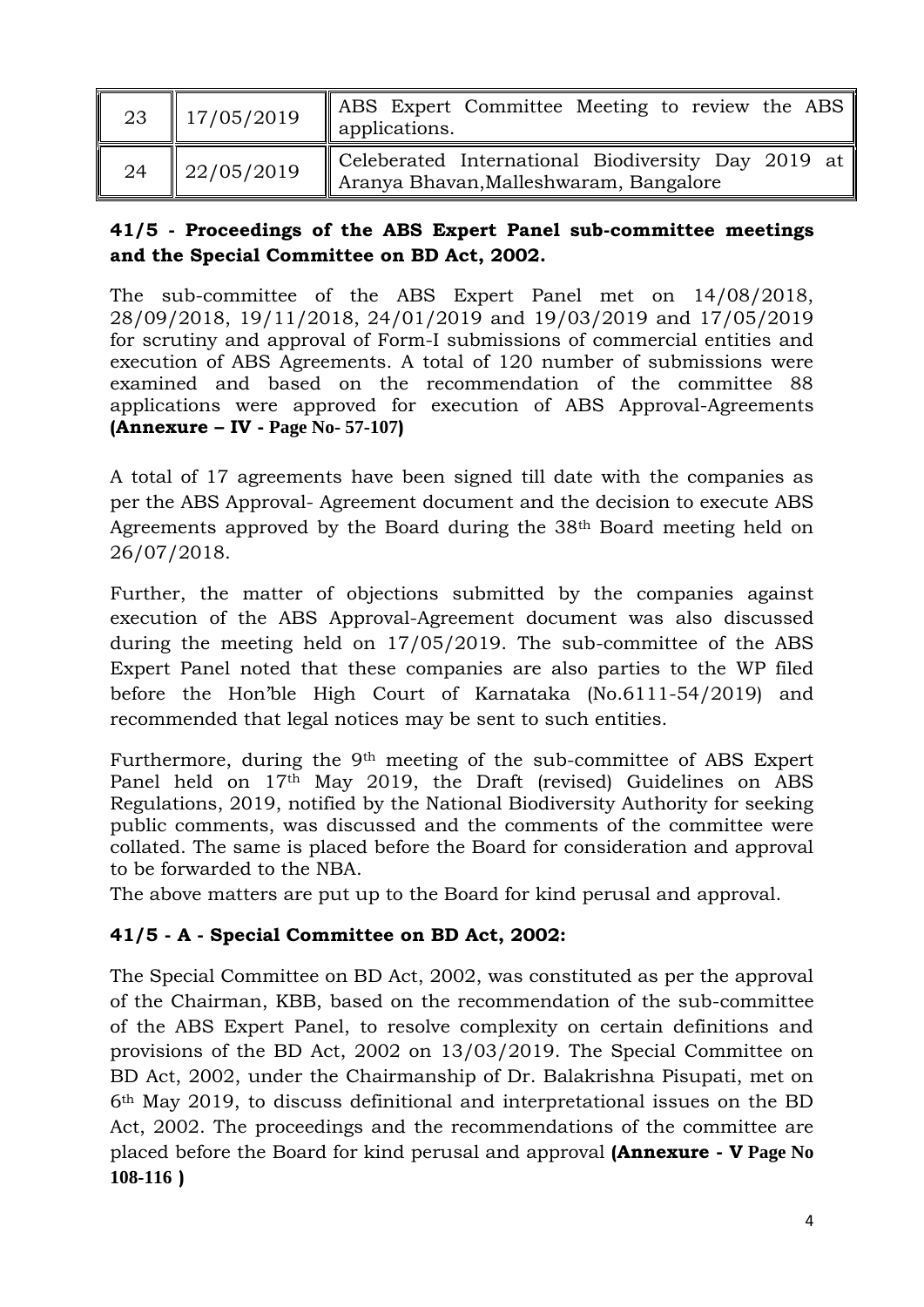| | | |
|---|---|---|
| 23 | 17/05/2019 | ABS Expert Committee Meeting to review the ABS applications. |
| 24 | 22/05/2019 | Celeberated International Biodiversity Day 2019 at Aranya Bhavan,Malleshwaram, Bangalore |

### 41/5 - Proceedings of the ABS Expert Panel sub-committee meetings and the Special Committee on BD Act, 2002.

The sub-committee of the ABS Expert Panel met on 14/08/2018, 28/09/2018, 19/11/2018, 24/01/2019 and 19/03/2019 and 17/05/2019 for scrutiny and approval of Form-I submissions of commercial entities and execution of ABS Agreements. A total of 120 number of submissions were examined and based on the recommendation of the committee 88 applications were approved for execution of ABS Approval-Agreements **(Annexure – IV - Page No- 57-107)**

A total of 17 agreements have been signed till date with the companies as per the ABS Approval- Agreement document and the decision to execute ABS Agreements approved by the Board during the 38th Board meeting held on 26/07/2018.

Further, the matter of objections submitted by the companies against execution of the ABS Approval-Agreement document was also discussed during the meeting held on 17/05/2019. The sub-committee of the ABS Expert Panel noted that these companies are also parties to the WP filed before the Hon'ble High Court of Karnataka (No.6111-54/2019) and recommended that legal notices may be sent to such entities.

Furthermore, during the 9th meeting of the sub-committee of ABS Expert Panel held on 17th May 2019, the Draft (revised) Guidelines on ABS Regulations, 2019, notified by the National Biodiversity Authority for seeking public comments, was discussed and the comments of the committee were collated. The same is placed before the Board for consideration and approval to be forwarded to the NBA.

The above matters are put up to the Board for kind perusal and approval.

### 41/5 - A - Special Committee on BD Act, 2002:

The Special Committee on BD Act, 2002, was constituted as per the approval of the Chairman, KBB, based on the recommendation of the sub-committee of the ABS Expert Panel, to resolve complexity on certain definitions and provisions of the BD Act, 2002 on 13/03/2019. The Special Committee on BD Act, 2002, under the Chairmanship of Dr. Balakrishna Pisupati, met on 6th May 2019, to discuss definitional and interpretational issues on the BD Act, 2002. The proceedings and the recommendations of the committee are placed before the Board for kind perusal and approval **(Annexure - V Page No 108-116 )**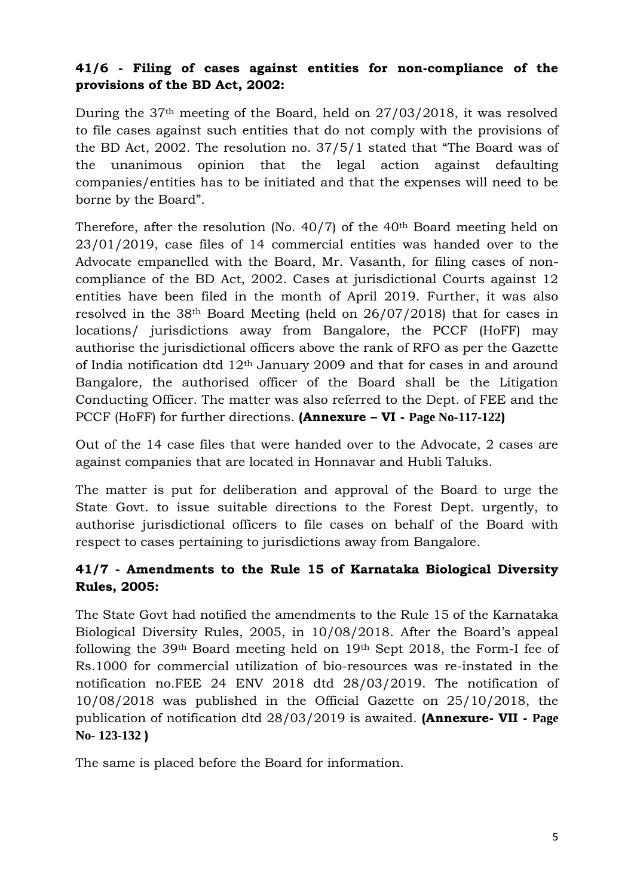**41/6 - Filing of cases against entities for non-compliance of the provisions of the BD Act, 2002:**

During the 37th meeting of the Board, held on 27/03/2018, it was resolved to file cases against such entities that do not comply with the provisions of the BD Act, 2002. The resolution no. 37/5/1 stated that "The Board was of the unanimous opinion that the legal action against defaulting companies/entities has to be initiated and that the expenses will need to be borne by the Board".

Therefore, after the resolution (No. 40/7) of the 40th Board meeting held on 23/01/2019, case files of 14 commercial entities was handed over to the Advocate empanelled with the Board, Mr. Vasanth, for filing cases of non-compliance of the BD Act, 2002. Cases at jurisdictional Courts against 12 entities have been filed in the month of April 2019. Further, it was also resolved in the 38th Board Meeting (held on 26/07/2018) that for cases in locations/ jurisdictions away from Bangalore, the PCCF (HoFF) may authorise the jurisdictional officers above the rank of RFO as per the Gazette of India notification dtd 12th January 2009 and that for cases in and around Bangalore, the authorised officer of the Board shall be the Litigation Conducting Officer. The matter was also referred to the Dept. of FEE and the PCCF (HoFF) for further directions. **(Annexure – VI - Page No-117-122)**

Out of the 14 case files that were handed over to the Advocate, 2 cases are against companies that are located in Honnavar and Hubli Taluks.

The matter is put for deliberation and approval of the Board to urge the State Govt. to issue suitable directions to the Forest Dept. urgently, to authorise jurisdictional officers to file cases on behalf of the Board with respect to cases pertaining to jurisdictions away from Bangalore.

**41/7 - Amendments to the Rule 15 of Karnataka Biological Diversity Rules, 2005:**

The State Govt had notified the amendments to the Rule 15 of the Karnataka Biological Diversity Rules, 2005, in 10/08/2018. After the Board's appeal following the 39th Board meeting held on 19th Sept 2018, the Form-I fee of Rs.1000 for commercial utilization of bio-resources was re-instated in the notification no.FEE 24 ENV 2018 dtd 28/03/2019. The notification of 10/08/2018 was published in the Official Gazette on 25/10/2018, the publication of notification dtd 28/03/2019 is awaited. **(Annexure- VII - Page No- 123-132 )**

The same is placed before the Board for information.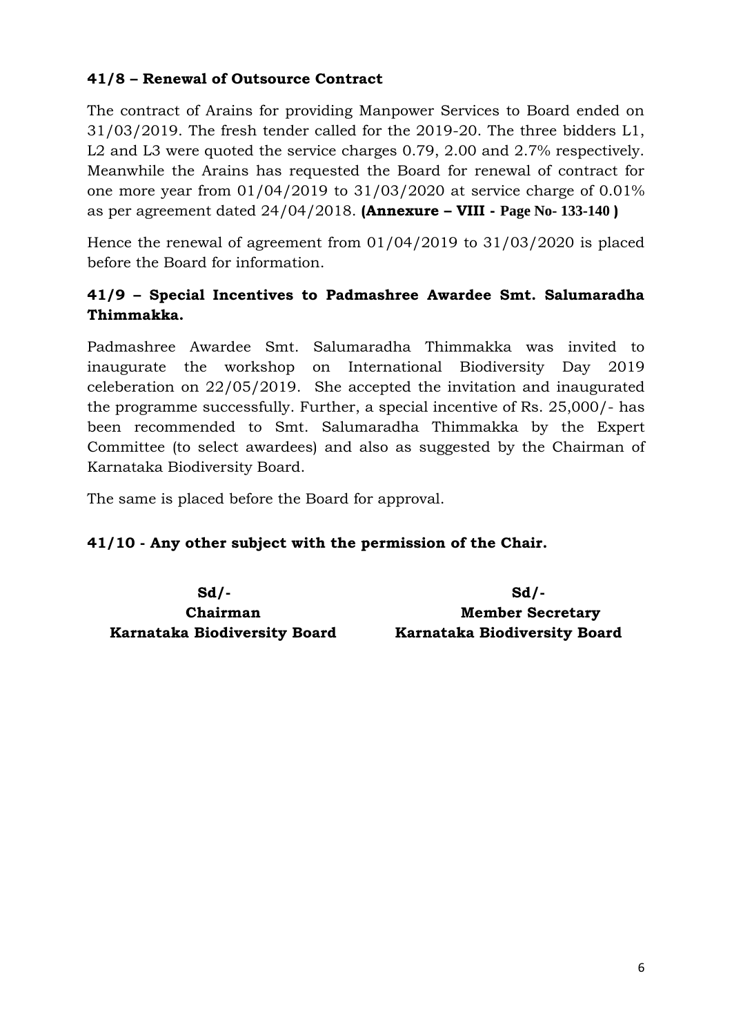**41/8 – Renewal of Outsource Contract**

The contract of Arains for providing Manpower Services to Board ended on 31/03/2019. The fresh tender called for the 2019-20. The three bidders L1, L2 and L3 were quoted the service charges 0.79, 2.00 and 2.7% respectively. Meanwhile the Arains has requested the Board for renewal of contract for one more year from 01/04/2019 to 31/03/2020 at service charge of 0.01% as per agreement dated 24/04/2018. **(Annexure – VIII - Page No- 133-140 )**

Hence the renewal of agreement from 01/04/2019 to 31/03/2020 is placed before the Board for information.

**41/9 – Special Incentives to Padmashree Awardee Smt. Salumaradha Thimmakka.**

Padmashree Awardee Smt. Salumaradha Thimmakka was invited to inaugurate the workshop on International Biodiversity Day 2019 celeberation on 22/05/2019. She accepted the invitation and inaugurated the programme successfully. Further, a special incentive of Rs. 25,000/- has been recommended to Smt. Salumaradha Thimmakka by the Expert Committee (to select awardees) and also as suggested by the Chairman of Karnataka Biodiversity Board.

The same is placed before the Board for approval.

**41/10 - Any other subject with the permission of the Chair.**

| | |
|---|---|
| **Sd/-** | **Sd/-** |
| **Chairman** | **Member Secretary** |
| **Karnataka Biodiversity Board** | **Karnataka Biodiversity Board** |